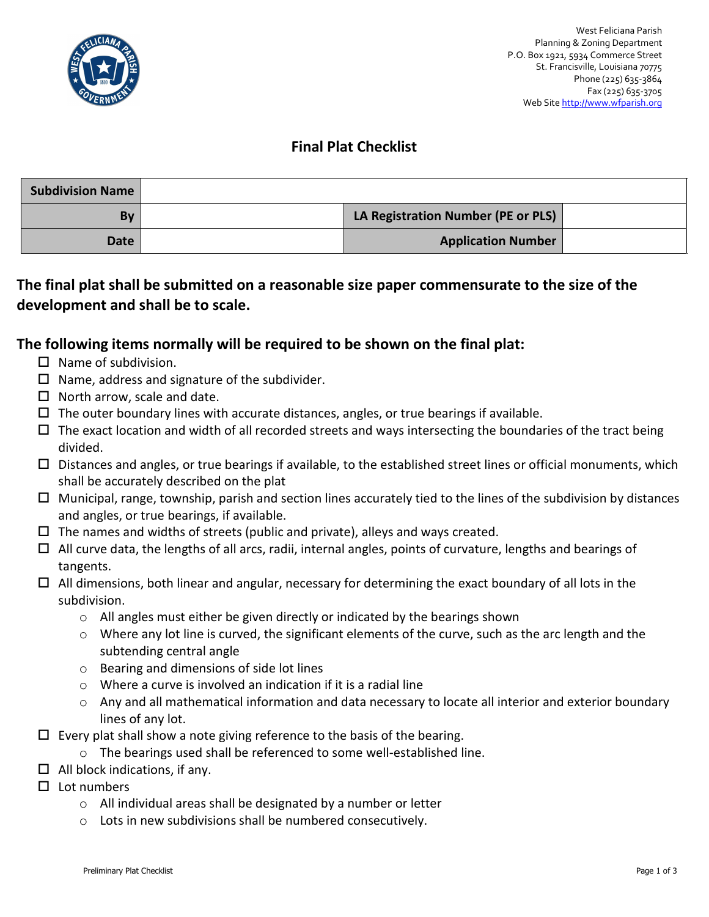West Feliciana Parish
Planning & Zoning Department
P.O. Box 1921, 5934 Commerce Street
St. Francisville, Louisiana 70775
Phone (225) 635-3864
Fax (225) 635-3705
Web Site http://www.wfparish.org

# Final Plat Checklist

| Subdivision Name | | | |
|---|---|---|---|
| By | | LA Registration Number (PE or PLS) | |
| Date | | Application Number | |

## The final plat shall be submitted on a reasonable size paper commensurate to the size of the development and shall be to scale.

## The following items normally will be required to be shown on the final plat:

- ☐ Name of subdivision.
- ☐ Name, address and signature of the subdivider.
- ☐ North arrow, scale and date.
- ☐ The outer boundary lines with accurate distances, angles, or true bearings if available.
- ☐ The exact location and width of all recorded streets and ways intersecting the boundaries of the tract being divided.
- ☐ Distances and angles, or true bearings if available, to the established street lines or official monuments, which shall be accurately described on the plat
- ☐ Municipal, range, township, parish and section lines accurately tied to the lines of the subdivision by distances and angles, or true bearings, if available.
- ☐ The names and widths of streets (public and private), alleys and ways created.
- ☐ All curve data, the lengths of all arcs, radii, internal angles, points of curvature, lengths and bearings of tangents.
- ☐ All dimensions, both linear and angular, necessary for determining the exact boundary of all lots in the subdivision.
  - All angles must either be given directly or indicated by the bearings shown
  - Where any lot line is curved, the significant elements of the curve, such as the arc length and the subtending central angle
  - Bearing and dimensions of side lot lines
  - Where a curve is involved an indication if it is a radial line
  - Any and all mathematical information and data necessary to locate all interior and exterior boundary lines of any lot.
- ☐ Every plat shall show a note giving reference to the basis of the bearing.
  - The bearings used shall be referenced to some well-established line.
- ☐ All block indications, if any.
- ☐ Lot numbers
  - All individual areas shall be designated by a number or letter
  - Lots in new subdivisions shall be numbered consecutively.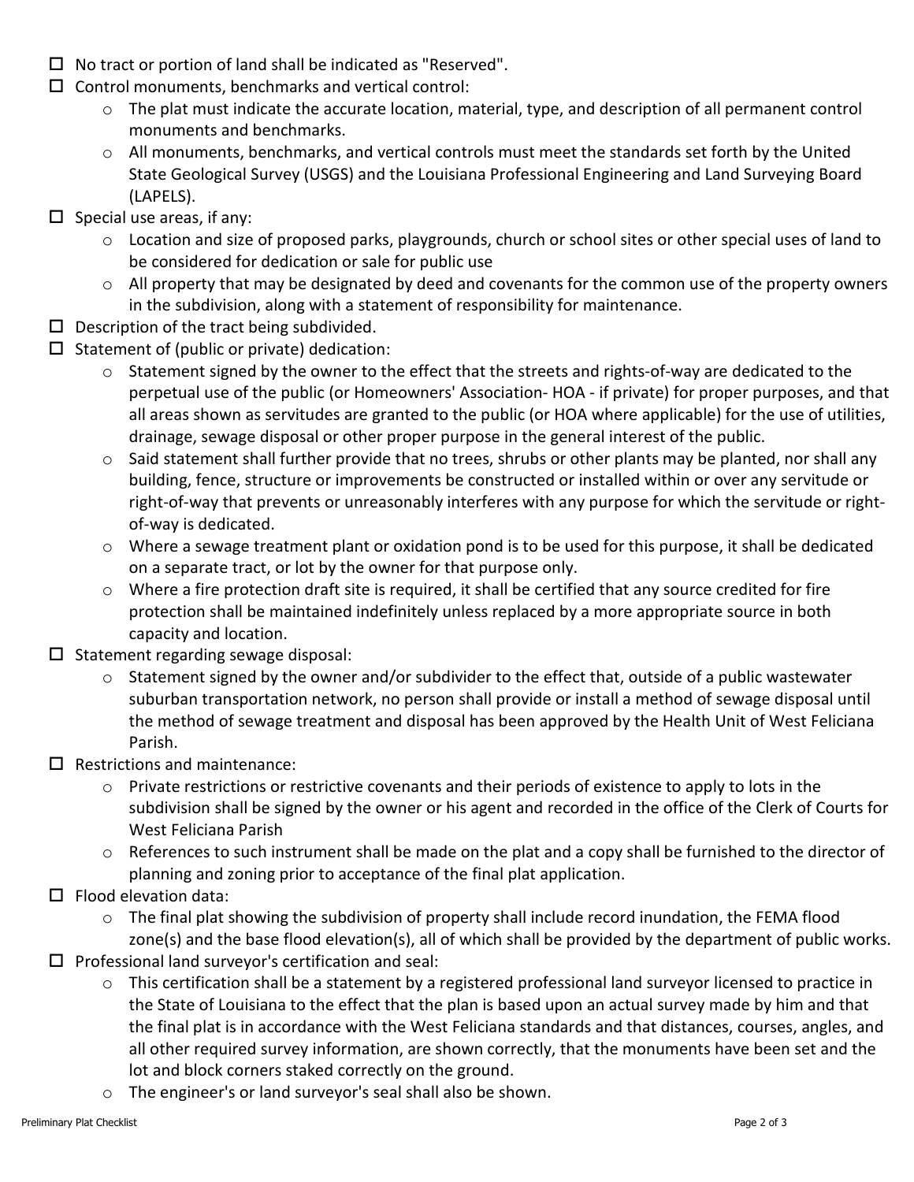- ☐ No tract or portion of land shall be indicated as "Reserved".
- ☐ Control monuments, benchmarks and vertical control:
  - The plat must indicate the accurate location, material, type, and description of all permanent control monuments and benchmarks.
  - All monuments, benchmarks, and vertical controls must meet the standards set forth by the United State Geological Survey (USGS) and the Louisiana Professional Engineering and Land Surveying Board (LAPELS).
- ☐ Special use areas, if any:
  - Location and size of proposed parks, playgrounds, church or school sites or other special uses of land to be considered for dedication or sale for public use
  - All property that may be designated by deed and covenants for the common use of the property owners in the subdivision, along with a statement of responsibility for maintenance.
- ☐ Description of the tract being subdivided.
- ☐ Statement of (public or private) dedication:
  - Statement signed by the owner to the effect that the streets and rights-of-way are dedicated to the perpetual use of the public (or Homeowners' Association- HOA - if private) for proper purposes, and that all areas shown as servitudes are granted to the public (or HOA where applicable) for the use of utilities, drainage, sewage disposal or other proper purpose in the general interest of the public.
  - Said statement shall further provide that no trees, shrubs or other plants may be planted, nor shall any building, fence, structure or improvements be constructed or installed within or over any servitude or right-of-way that prevents or unreasonably interferes with any purpose for which the servitude or right-of-way is dedicated.
  - Where a sewage treatment plant or oxidation pond is to be used for this purpose, it shall be dedicated on a separate tract, or lot by the owner for that purpose only.
  - Where a fire protection draft site is required, it shall be certified that any source credited for fire protection shall be maintained indefinitely unless replaced by a more appropriate source in both capacity and location.
- ☐ Statement regarding sewage disposal:
  - Statement signed by the owner and/or subdivider to the effect that, outside of a public wastewater suburban transportation network, no person shall provide or install a method of sewage disposal until the method of sewage treatment and disposal has been approved by the Health Unit of West Feliciana Parish.
- ☐ Restrictions and maintenance:
  - Private restrictions or restrictive covenants and their periods of existence to apply to lots in the subdivision shall be signed by the owner or his agent and recorded in the office of the Clerk of Courts for West Feliciana Parish
  - References to such instrument shall be made on the plat and a copy shall be furnished to the director of planning and zoning prior to acceptance of the final plat application.
- ☐ Flood elevation data:
  - The final plat showing the subdivision of property shall include record inundation, the FEMA flood zone(s) and the base flood elevation(s), all of which shall be provided by the department of public works.
- ☐ Professional land surveyor's certification and seal:
  - This certification shall be a statement by a registered professional land surveyor licensed to practice in the State of Louisiana to the effect that the plan is based upon an actual survey made by him and that the final plat is in accordance with the West Feliciana standards and that distances, courses, angles, and all other required survey information, are shown correctly, that the monuments have been set and the lot and block corners staked correctly on the ground.
  - The engineer's or land surveyor's seal shall also be shown.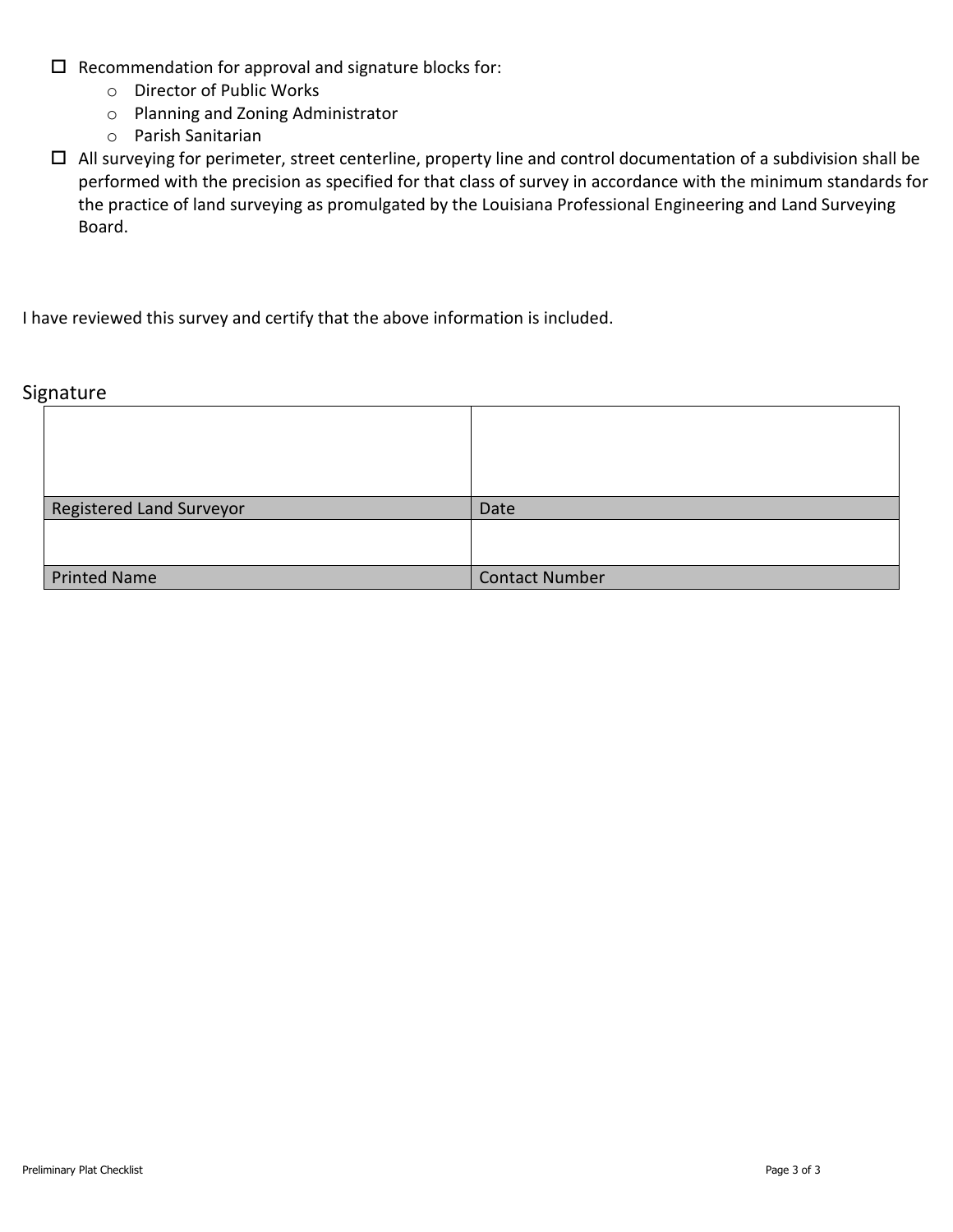- ☐ Recommendation for approval and signature blocks for:
  - Director of Public Works
  - Planning and Zoning Administrator
  - Parish Sanitarian
- ☐ All surveying for perimeter, street centerline, property line and control documentation of a subdivision shall be performed with the precision as specified for that class of survey in accordance with the minimum standards for the practice of land surveying as promulgated by the Louisiana Professional Engineering and Land Surveying Board.

I have reviewed this survey and certify that the above information is included.

Signature

| | |
|---|---|
| | |
| Registered Land Surveyor | Date |
| | |
| Printed Name | Contact Number |